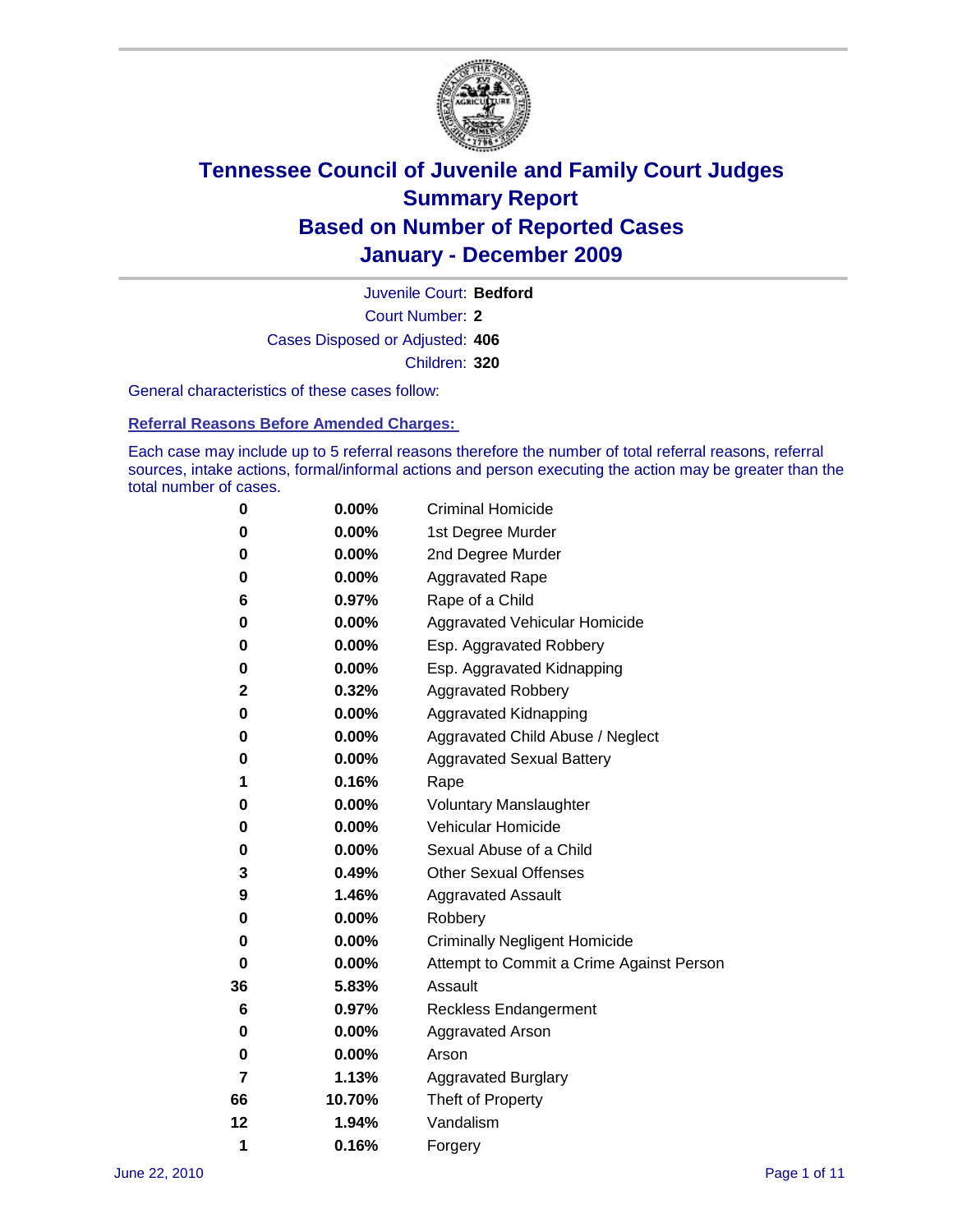# Tennessee Council of Juvenile and Family Court Judges
# Summary Report
# Based on Number of Reported Cases
# January - December 2009

Juvenile Court: **Bedford**

Court Number: **2**

Cases Disposed or Adjusted: **406**

Children: **320**

General characteristics of these cases follow:

## Referral Reasons Before Amended Charges:

Each case may include up to 5 referral reasons therefore the number of total referral reasons, referral sources, intake actions, formal/informal actions and person executing the action may be greater than the total number of cases.

| Count | Percent | Referral Reason |
|---|---|---|
| 0 | 0.00% | Criminal Homicide |
| 0 | 0.00% | 1st Degree Murder |
| 0 | 0.00% | 2nd Degree Murder |
| 0 | 0.00% | Aggravated Rape |
| 6 | 0.97% | Rape of a Child |
| 0 | 0.00% | Aggravated Vehicular Homicide |
| 0 | 0.00% | Esp. Aggravated Robbery |
| 0 | 0.00% | Esp. Aggravated Kidnapping |
| 2 | 0.32% | Aggravated Robbery |
| 0 | 0.00% | Aggravated Kidnapping |
| 0 | 0.00% | Aggravated Child Abuse / Neglect |
| 0 | 0.00% | Aggravated Sexual Battery |
| 1 | 0.16% | Rape |
| 0 | 0.00% | Voluntary Manslaughter |
| 0 | 0.00% | Vehicular Homicide |
| 0 | 0.00% | Sexual Abuse of a Child |
| 3 | 0.49% | Other Sexual Offenses |
| 9 | 1.46% | Aggravated Assault |
| 0 | 0.00% | Robbery |
| 0 | 0.00% | Criminally Negligent Homicide |
| 0 | 0.00% | Attempt to Commit a Crime Against Person |
| 36 | 5.83% | Assault |
| 6 | 0.97% | Reckless Endangerment |
| 0 | 0.00% | Aggravated Arson |
| 0 | 0.00% | Arson |
| 7 | 1.13% | Aggravated Burglary |
| 66 | 10.70% | Theft of Property |
| 12 | 1.94% | Vandalism |
| 1 | 0.16% | Forgery |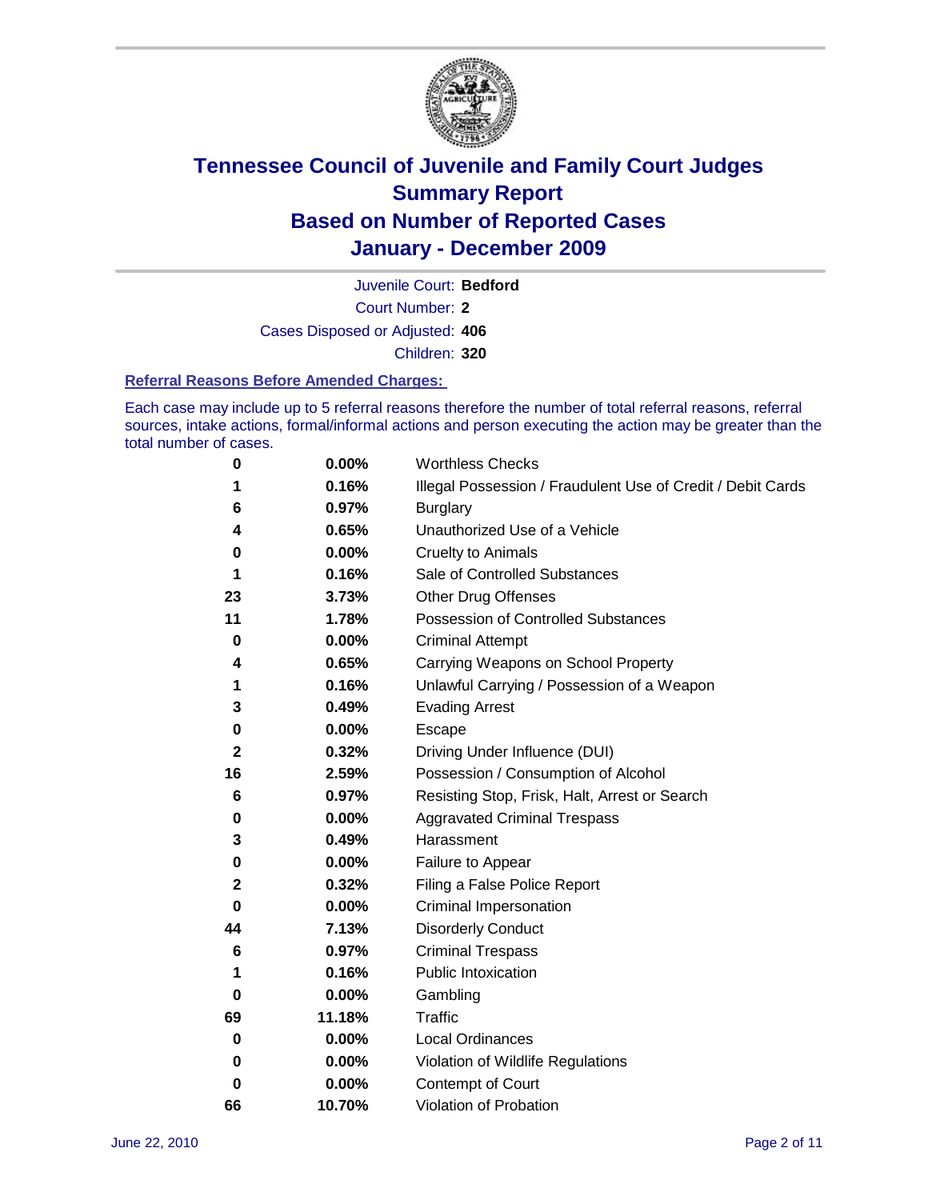# Tennessee Council of Juvenile and Family Court Judges
## Summary Report
## Based on Number of Reported Cases
## January - December 2009

Juvenile Court: **Bedford**

Court Number: **2**

Cases Disposed or Adjusted: **406**

Children: **320**

### Referral Reasons Before Amended Charges:

Each case may include up to 5 referral reasons therefore the number of total referral reasons, referral sources, intake actions, formal/informal actions and person executing the action may be greater than the total number of cases.

| | | |
|---|---|---|
| 0 | 0.00% | Worthless Checks |
| 1 | 0.16% | Illegal Possession / Fraudulent Use of Credit / Debit Cards |
| 6 | 0.97% | Burglary |
| 4 | 0.65% | Unauthorized Use of a Vehicle |
| 0 | 0.00% | Cruelty to Animals |
| 1 | 0.16% | Sale of Controlled Substances |
| 23 | 3.73% | Other Drug Offenses |
| 11 | 1.78% | Possession of Controlled Substances |
| 0 | 0.00% | Criminal Attempt |
| 4 | 0.65% | Carrying Weapons on School Property |
| 1 | 0.16% | Unlawful Carrying / Possession of a Weapon |
| 3 | 0.49% | Evading Arrest |
| 0 | 0.00% | Escape |
| 2 | 0.32% | Driving Under Influence (DUI) |
| 16 | 2.59% | Possession / Consumption of Alcohol |
| 6 | 0.97% | Resisting Stop, Frisk, Halt, Arrest or Search |
| 0 | 0.00% | Aggravated Criminal Trespass |
| 3 | 0.49% | Harassment |
| 0 | 0.00% | Failure to Appear |
| 2 | 0.32% | Filing a False Police Report |
| 0 | 0.00% | Criminal Impersonation |
| 44 | 7.13% | Disorderly Conduct |
| 6 | 0.97% | Criminal Trespass |
| 1 | 0.16% | Public Intoxication |
| 0 | 0.00% | Gambling |
| 69 | 11.18% | Traffic |
| 0 | 0.00% | Local Ordinances |
| 0 | 0.00% | Violation of Wildlife Regulations |
| 0 | 0.00% | Contempt of Court |
| 66 | 10.70% | Violation of Probation |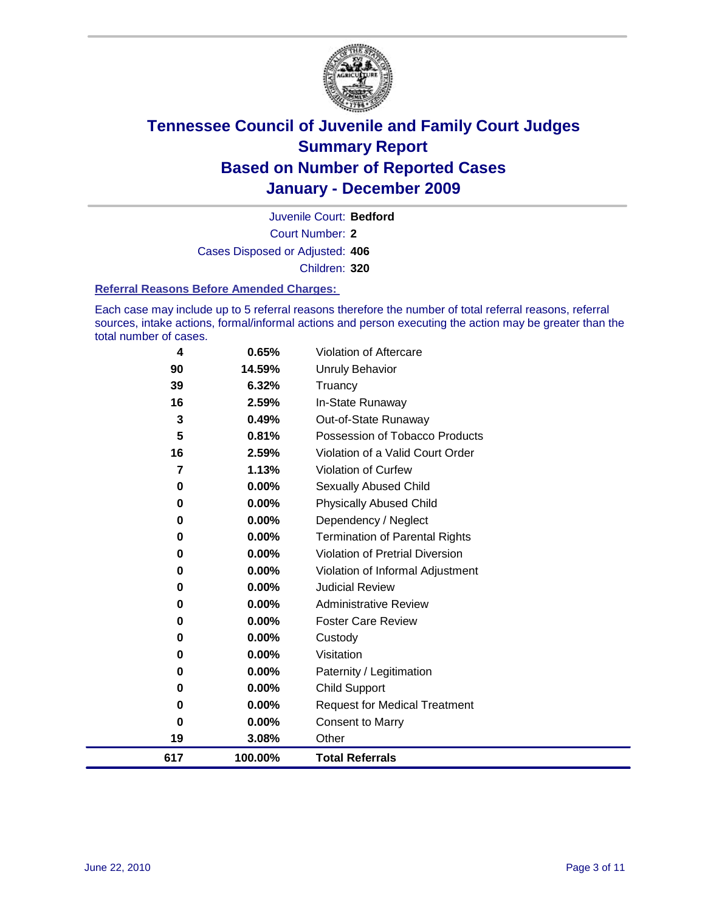# Tennessee Council of Juvenile and Family Court Judges
## Summary Report
## Based on Number of Reported Cases
## January - December 2009

Juvenile Court: **Bedford**

Court Number: **2**

Cases Disposed or Adjusted: **406**

Children: **320**

### Referral Reasons Before Amended Charges:

Each case may include up to 5 referral reasons therefore the number of total referral reasons, referral sources, intake actions, formal/informal actions and person executing the action may be greater than the total number of cases.

| | | |
|---|---|---|
| 4 | 0.65% | Violation of Aftercare |
| 90 | 14.59% | Unruly Behavior |
| 39 | 6.32% | Truancy |
| 16 | 2.59% | In-State Runaway |
| 3 | 0.49% | Out-of-State Runaway |
| 5 | 0.81% | Possession of Tobacco Products |
| 16 | 2.59% | Violation of a Valid Court Order |
| 7 | 1.13% | Violation of Curfew |
| 0 | 0.00% | Sexually Abused Child |
| 0 | 0.00% | Physically Abused Child |
| 0 | 0.00% | Dependency / Neglect |
| 0 | 0.00% | Termination of Parental Rights |
| 0 | 0.00% | Violation of Pretrial Diversion |
| 0 | 0.00% | Violation of Informal Adjustment |
| 0 | 0.00% | Judicial Review |
| 0 | 0.00% | Administrative Review |
| 0 | 0.00% | Foster Care Review |
| 0 | 0.00% | Custody |
| 0 | 0.00% | Visitation |
| 0 | 0.00% | Paternity / Legitimation |
| 0 | 0.00% | Child Support |
| 0 | 0.00% | Request for Medical Treatment |
| 0 | 0.00% | Consent to Marry |
| 19 | 3.08% | Other |
| **617** | **100.00%** | **Total Referrals** |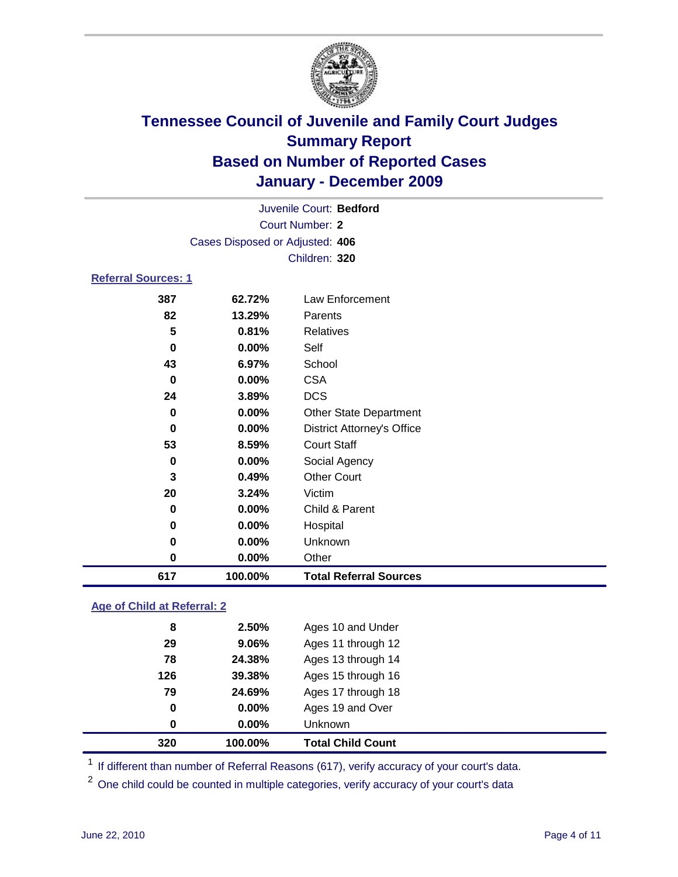# Tennessee Council of Juvenile and Family Court Judges
## Summary Report
## Based on Number of Reported Cases
## January - December 2009

Juvenile Court: **Bedford**
Court Number: **2**
Cases Disposed or Adjusted: **406**
Children: **320**

### Referral Sources: 1

| Count | Percent | Source |
|---|---|---|
| 387 | 62.72% | Law Enforcement |
| 82 | 13.29% | Parents |
| 5 | 0.81% | Relatives |
| 0 | 0.00% | Self |
| 43 | 6.97% | School |
| 0 | 0.00% | CSA |
| 24 | 3.89% | DCS |
| 0 | 0.00% | Other State Department |
| 0 | 0.00% | District Attorney's Office |
| 53 | 8.59% | Court Staff |
| 0 | 0.00% | Social Agency |
| 3 | 0.49% | Other Court |
| 20 | 3.24% | Victim |
| 0 | 0.00% | Child & Parent |
| 0 | 0.00% | Hospital |
| 0 | 0.00% | Unknown |
| 0 | 0.00% | Other |
| **617** | **100.00%** | **Total Referral Sources** |

### Age of Child at Referral: 2

| Count | Percent | Age |
|---|---|---|
| 8 | 2.50% | Ages 10 and Under |
| 29 | 9.06% | Ages 11 through 12 |
| 78 | 24.38% | Ages 13 through 14 |
| 126 | 39.38% | Ages 15 through 16 |
| 79 | 24.69% | Ages 17 through 18 |
| 0 | 0.00% | Ages 19 and Over |
| 0 | 0.00% | Unknown |
| **320** | **100.00%** | **Total Child Count** |

[1] If different than number of Referral Reasons (617), verify accuracy of your court's data.

[2] One child could be counted in multiple categories, verify accuracy of your court's data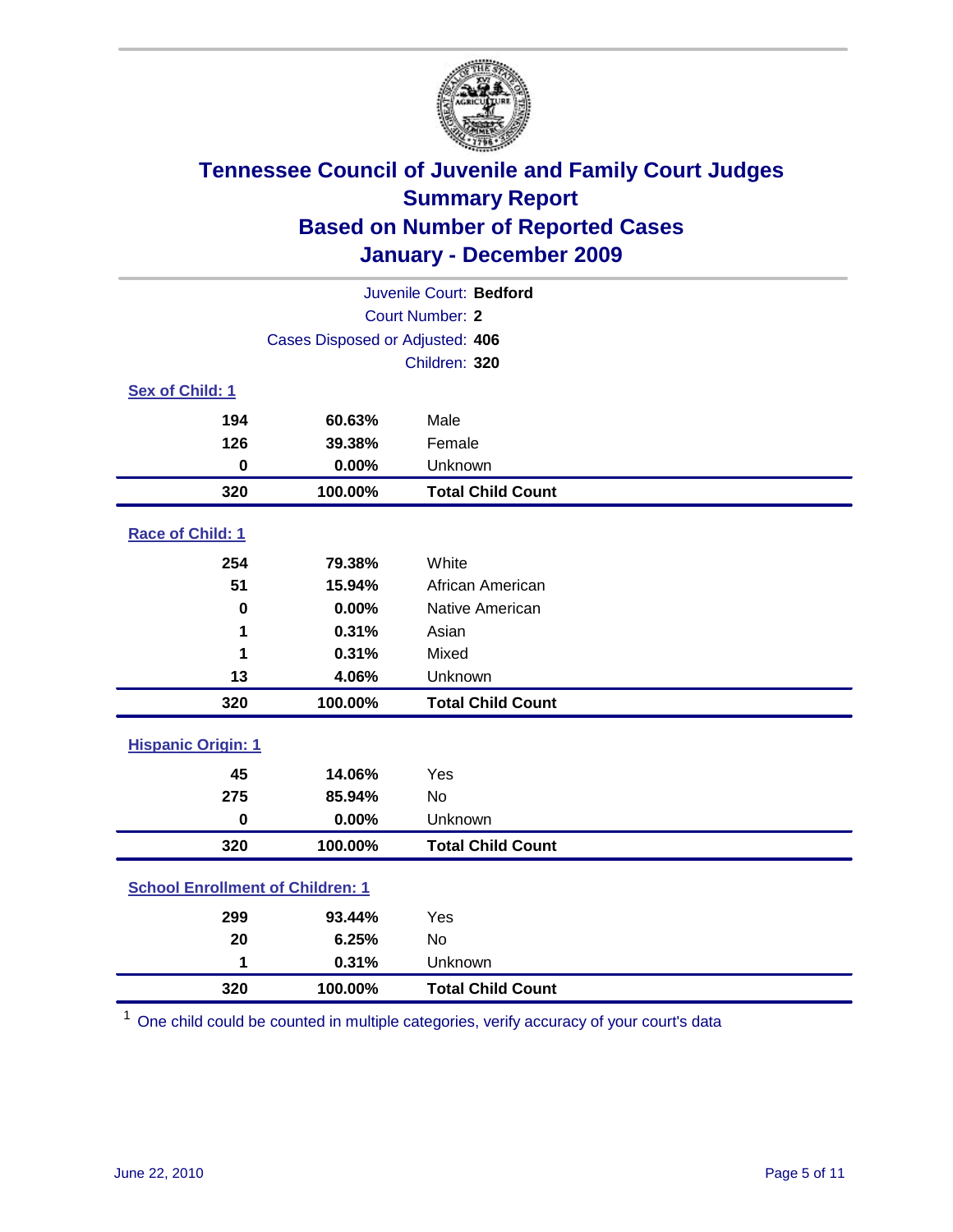# Tennessee Council of Juvenile and Family Court Judges
## Summary Report
## Based on Number of Reported Cases
## January - December 2009

Juvenile Court: **Bedford**
Court Number: **2**
Cases Disposed or Adjusted: **406**
Children: **320**

### Sex of Child: 1

| | | |
|---|---|---|
| 194 | 60.63% | Male |
| 126 | 39.38% | Female |
| 0 | 0.00% | Unknown |
| **320** | **100.00%** | **Total Child Count** |

### Race of Child: 1

| | | |
|---|---|---|
| 254 | 79.38% | White |
| 51 | 15.94% | African American |
| 0 | 0.00% | Native American |
| 1 | 0.31% | Asian |
| 1 | 0.31% | Mixed |
| 13 | 4.06% | Unknown |
| **320** | **100.00%** | **Total Child Count** |

### Hispanic Origin: 1

| | | |
|---|---|---|
| 45 | 14.06% | Yes |
| 275 | 85.94% | No |
| 0 | 0.00% | Unknown |
| **320** | **100.00%** | **Total Child Count** |

### School Enrollment of Children: 1

| | | |
|---|---|---|
| 299 | 93.44% | Yes |
| 20 | 6.25% | No |
| 1 | 0.31% | Unknown |
| **320** | **100.00%** | **Total Child Count** |

[1] One child could be counted in multiple categories, verify accuracy of your court's data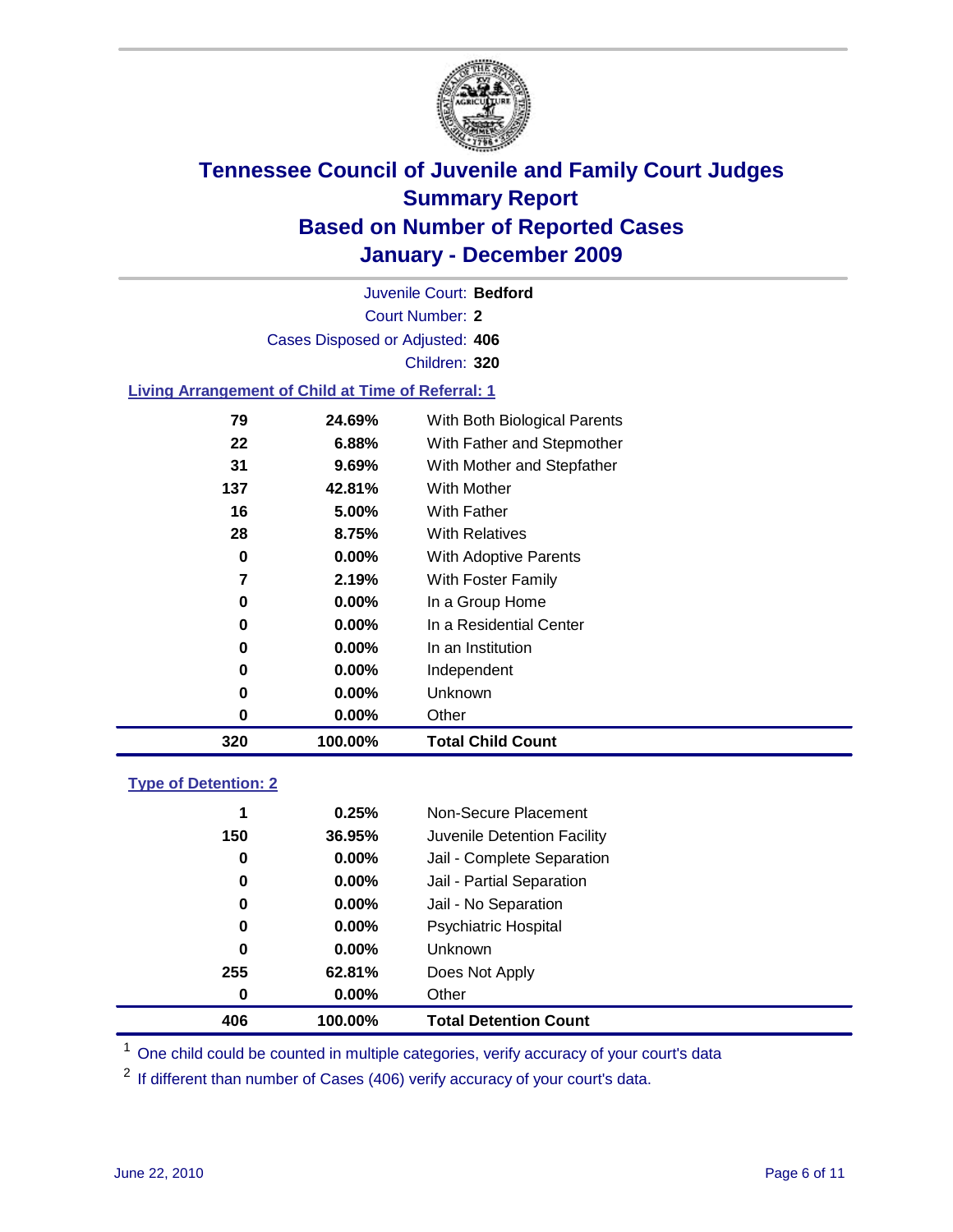# Tennessee Council of Juvenile and Family Court Judges
## Summary Report
## Based on Number of Reported Cases
## January - December 2009

Juvenile Court: **Bedford**

Court Number: **2**

Cases Disposed or Adjusted: **406**

Children: **320**

### Living Arrangement of Child at Time of Referral: 1

| Count | Percent | Category |
|---|---|---|
| 79 | 24.69% | With Both Biological Parents |
| 22 | 6.88% | With Father and Stepmother |
| 31 | 9.69% | With Mother and Stepfather |
| 137 | 42.81% | With Mother |
| 16 | 5.00% | With Father |
| 28 | 8.75% | With Relatives |
| 0 | 0.00% | With Adoptive Parents |
| 7 | 2.19% | With Foster Family |
| 0 | 0.00% | In a Group Home |
| 0 | 0.00% | In a Residential Center |
| 0 | 0.00% | In an Institution |
| 0 | 0.00% | Independent |
| 0 | 0.00% | Unknown |
| 0 | 0.00% | Other |
| **320** | **100.00%** | **Total Child Count** |

### Type of Detention: 2

| Count | Percent | Category |
|---|---|---|
| 1 | 0.25% | Non-Secure Placement |
| 150 | 36.95% | Juvenile Detention Facility |
| 0 | 0.00% | Jail - Complete Separation |
| 0 | 0.00% | Jail - Partial Separation |
| 0 | 0.00% | Jail - No Separation |
| 0 | 0.00% | Psychiatric Hospital |
| 0 | 0.00% | Unknown |
| 255 | 62.81% | Does Not Apply |
| 0 | 0.00% | Other |
| **406** | **100.00%** | **Total Detention Count** |

[1] One child could be counted in multiple categories, verify accuracy of your court's data

[2] If different than number of Cases (406) verify accuracy of your court's data.

June 22, 2010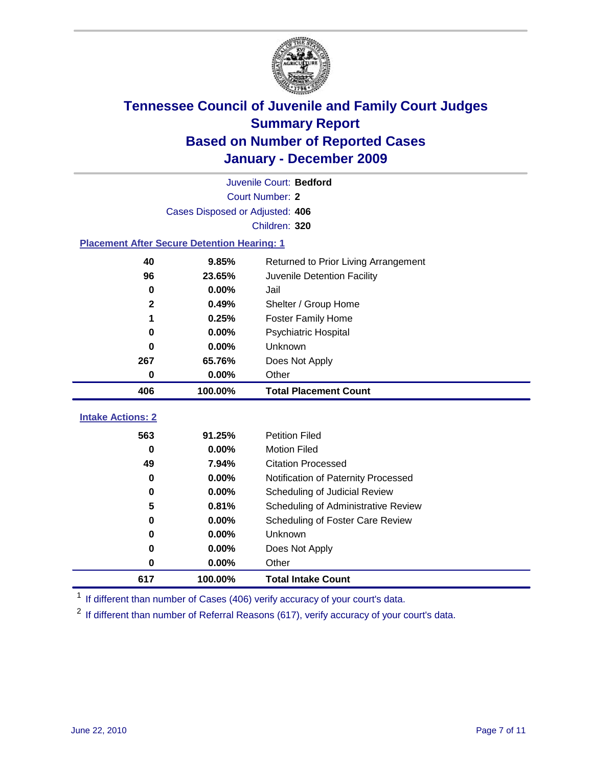# Tennessee Council of Juvenile and Family Court Judges
## Summary Report
## Based on Number of Reported Cases
## January - December 2009

Juvenile Court: **Bedford**

Court Number: **2**

Cases Disposed or Adjusted: **406**

Children: **320**

### Placement After Secure Detention Hearing: 1

| | | |
|---|---|---|
| 40 | 9.85% | Returned to Prior Living Arrangement |
| 96 | 23.65% | Juvenile Detention Facility |
| 0 | 0.00% | Jail |
| 2 | 0.49% | Shelter / Group Home |
| 1 | 0.25% | Foster Family Home |
| 0 | 0.00% | Psychiatric Hospital |
| 0 | 0.00% | Unknown |
| 267 | 65.76% | Does Not Apply |
| 0 | 0.00% | Other |
| **406** | **100.00%** | **Total Placement Count** |

### Intake Actions: 2

| | | |
|---|---|---|
| 563 | 91.25% | Petition Filed |
| 0 | 0.00% | Motion Filed |
| 49 | 7.94% | Citation Processed |
| 0 | 0.00% | Notification of Paternity Processed |
| 0 | 0.00% | Scheduling of Judicial Review |
| 5 | 0.81% | Scheduling of Administrative Review |
| 0 | 0.00% | Scheduling of Foster Care Review |
| 0 | 0.00% | Unknown |
| 0 | 0.00% | Does Not Apply |
| 0 | 0.00% | Other |
| **617** | **100.00%** | **Total Intake Count** |

[1] If different than number of Cases (406) verify accuracy of your court's data.

[2] If different than number of Referral Reasons (617), verify accuracy of your court's data.

June 22, 2010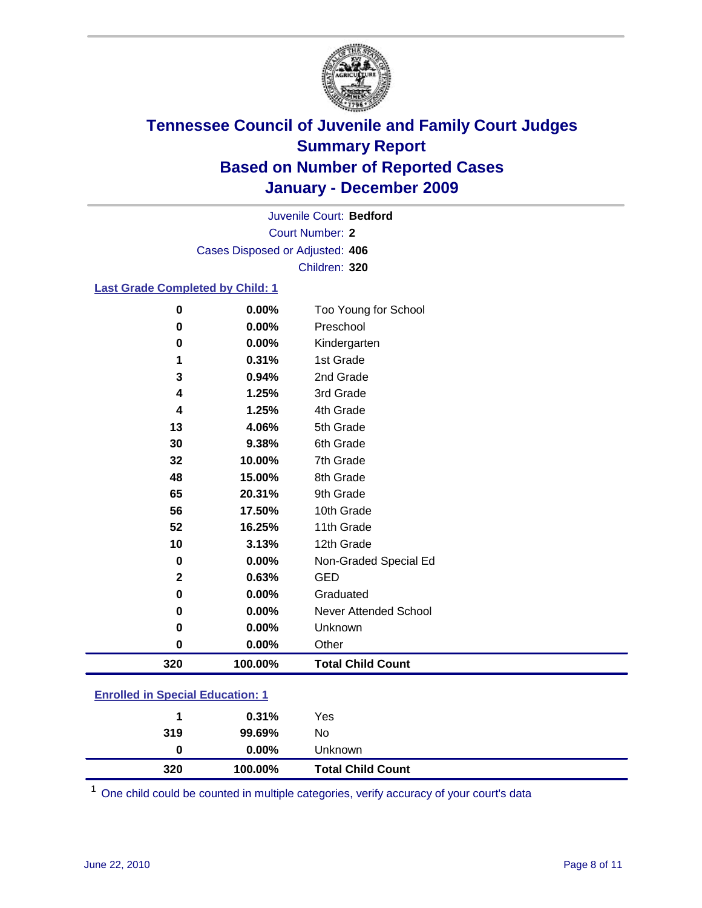# Tennessee Council of Juvenile and Family Court Judges
## Summary Report
## Based on Number of Reported Cases
## January - December 2009

Juvenile Court: **Bedford**

Court Number: **2**

Cases Disposed or Adjusted: **406**

Children: **320**

### Last Grade Completed by Child: 1

| Count | Percent | Category |
|---|---|---|
| 0 | 0.00% | Too Young for School |
| 0 | 0.00% | Preschool |
| 0 | 0.00% | Kindergarten |
| 1 | 0.31% | 1st Grade |
| 3 | 0.94% | 2nd Grade |
| 4 | 1.25% | 3rd Grade |
| 4 | 1.25% | 4th Grade |
| 13 | 4.06% | 5th Grade |
| 30 | 9.38% | 6th Grade |
| 32 | 10.00% | 7th Grade |
| 48 | 15.00% | 8th Grade |
| 65 | 20.31% | 9th Grade |
| 56 | 17.50% | 10th Grade |
| 52 | 16.25% | 11th Grade |
| 10 | 3.13% | 12th Grade |
| 0 | 0.00% | Non-Graded Special Ed |
| 2 | 0.63% | GED |
| 0 | 0.00% | Graduated |
| 0 | 0.00% | Never Attended School |
| 0 | 0.00% | Unknown |
| 0 | 0.00% | Other |
| **320** | **100.00%** | **Total Child Count** |

### Enrolled in Special Education: 1

| Count | Percent | Category |
|---|---|---|
| 1 | 0.31% | Yes |
| 319 | 99.69% | No |
| 0 | 0.00% | Unknown |
| **320** | **100.00%** | **Total Child Count** |

[1] One child could be counted in multiple categories, verify accuracy of your court's data

June 22, 2010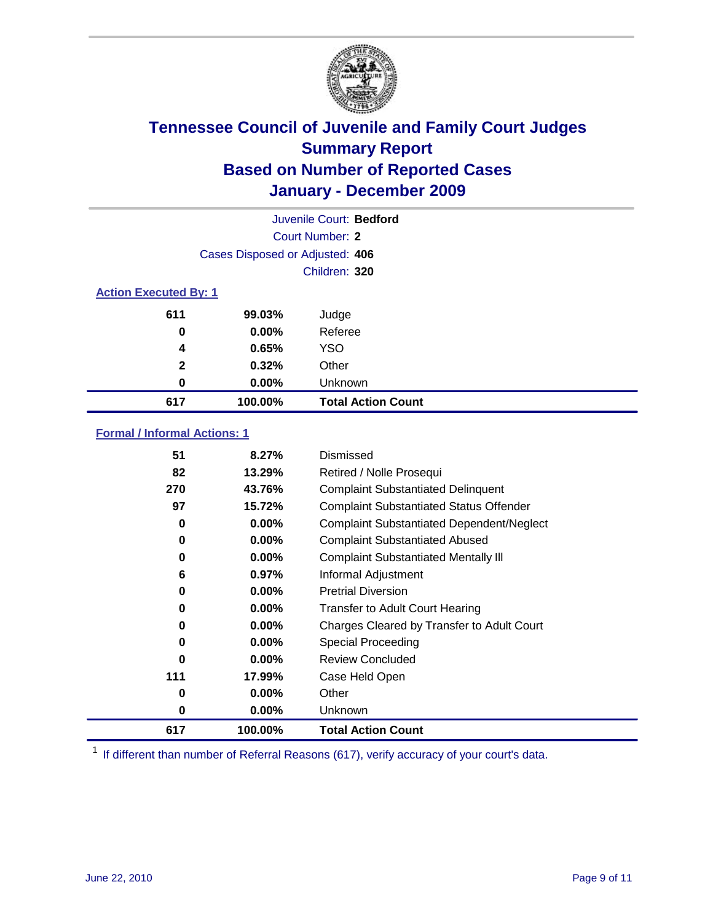# Tennessee Council of Juvenile and Family Court Judges
# Summary Report
# Based on Number of Reported Cases
# January - December 2009

Juvenile Court: **Bedford**

Court Number: **2**

Cases Disposed or Adjusted: **406**

Children: **320**

### Action Executed By: 1

| | | |
|---|---|---|
| 611 | 99.03% | Judge |
| 0 | 0.00% | Referee |
| 4 | 0.65% | YSO |
| 2 | 0.32% | Other |
| 0 | 0.00% | Unknown |
| **617** | **100.00%** | **Total Action Count** |

### Formal / Informal Actions: 1

| | | |
|---|---|---|
| 51 | 8.27% | Dismissed |
| 82 | 13.29% | Retired / Nolle Prosequi |
| 270 | 43.76% | Complaint Substantiated Delinquent |
| 97 | 15.72% | Complaint Substantiated Status Offender |
| 0 | 0.00% | Complaint Substantiated Dependent/Neglect |
| 0 | 0.00% | Complaint Substantiated Abused |
| 0 | 0.00% | Complaint Substantiated Mentally Ill |
| 6 | 0.97% | Informal Adjustment |
| 0 | 0.00% | Pretrial Diversion |
| 0 | 0.00% | Transfer to Adult Court Hearing |
| 0 | 0.00% | Charges Cleared by Transfer to Adult Court |
| 0 | 0.00% | Special Proceeding |
| 0 | 0.00% | Review Concluded |
| 111 | 17.99% | Case Held Open |
| 0 | 0.00% | Other |
| 0 | 0.00% | Unknown |
| **617** | **100.00%** | **Total Action Count** |

[1] If different than number of Referral Reasons (617), verify accuracy of your court's data.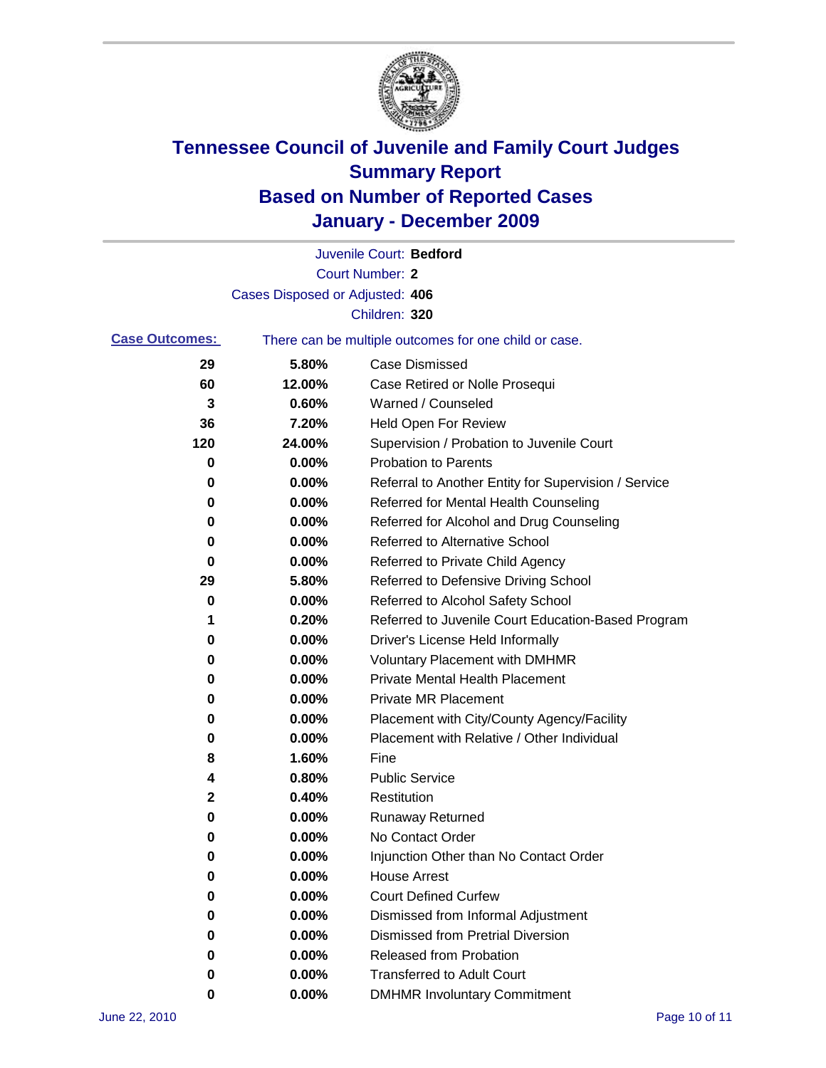# Tennessee Council of Juvenile and Family Court Judges
## Summary Report
## Based on Number of Reported Cases
## January - December 2009

Juvenile Court: **Bedford**
Court Number: **2**
Cases Disposed or Adjusted: **406**
Children: **320**

**Case Outcomes:** There can be multiple outcomes for one child or case.

| Count | Percent | Outcome |
|---|---|---|
| 29 | 5.80% | Case Dismissed |
| 60 | 12.00% | Case Retired or Nolle Prosequi |
| 3 | 0.60% | Warned / Counseled |
| 36 | 7.20% | Held Open For Review |
| 120 | 24.00% | Supervision / Probation to Juvenile Court |
| 0 | 0.00% | Probation to Parents |
| 0 | 0.00% | Referral to Another Entity for Supervision / Service |
| 0 | 0.00% | Referred for Mental Health Counseling |
| 0 | 0.00% | Referred for Alcohol and Drug Counseling |
| 0 | 0.00% | Referred to Alternative School |
| 0 | 0.00% | Referred to Private Child Agency |
| 29 | 5.80% | Referred to Defensive Driving School |
| 0 | 0.00% | Referred to Alcohol Safety School |
| 1 | 0.20% | Referred to Juvenile Court Education-Based Program |
| 0 | 0.00% | Driver's License Held Informally |
| 0 | 0.00% | Voluntary Placement with DMHMR |
| 0 | 0.00% | Private Mental Health Placement |
| 0 | 0.00% | Private MR Placement |
| 0 | 0.00% | Placement with City/County Agency/Facility |
| 0 | 0.00% | Placement with Relative / Other Individual |
| 8 | 1.60% | Fine |
| 4 | 0.80% | Public Service |
| 2 | 0.40% | Restitution |
| 0 | 0.00% | Runaway Returned |
| 0 | 0.00% | No Contact Order |
| 0 | 0.00% | Injunction Other than No Contact Order |
| 0 | 0.00% | House Arrest |
| 0 | 0.00% | Court Defined Curfew |
| 0 | 0.00% | Dismissed from Informal Adjustment |
| 0 | 0.00% | Dismissed from Pretrial Diversion |
| 0 | 0.00% | Released from Probation |
| 0 | 0.00% | Transferred to Adult Court |
| 0 | 0.00% | DMHMR Involuntary Commitment |

June 22, 2010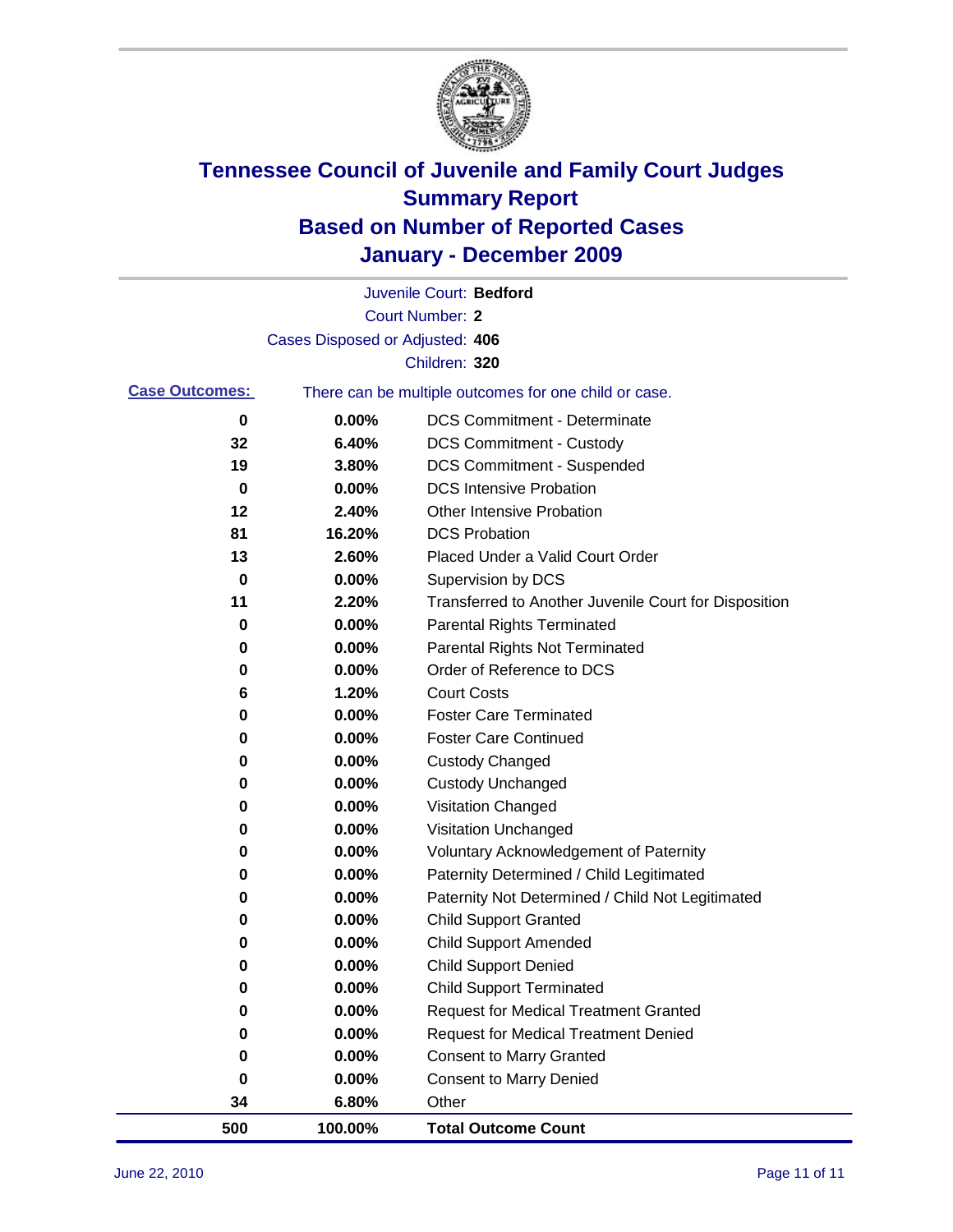# Tennessee Council of Juvenile and Family Court Judges
## Summary Report
## Based on Number of Reported Cases
## January - December 2009

Juvenile Court: **Bedford**
Court Number: **2**
Cases Disposed or Adjusted: **406**
Children: **320**

**Case Outcomes:** There can be multiple outcomes for one child or case.

| | | |
|---|---|---|
| 0 | 0.00% | DCS Commitment - Determinate |
| 32 | 6.40% | DCS Commitment - Custody |
| 19 | 3.80% | DCS Commitment - Suspended |
| 0 | 0.00% | DCS Intensive Probation |
| 12 | 2.40% | Other Intensive Probation |
| 81 | 16.20% | DCS Probation |
| 13 | 2.60% | Placed Under a Valid Court Order |
| 0 | 0.00% | Supervision by DCS |
| 11 | 2.20% | Transferred to Another Juvenile Court for Disposition |
| 0 | 0.00% | Parental Rights Terminated |
| 0 | 0.00% | Parental Rights Not Terminated |
| 0 | 0.00% | Order of Reference to DCS |
| 6 | 1.20% | Court Costs |
| 0 | 0.00% | Foster Care Terminated |
| 0 | 0.00% | Foster Care Continued |
| 0 | 0.00% | Custody Changed |
| 0 | 0.00% | Custody Unchanged |
| 0 | 0.00% | Visitation Changed |
| 0 | 0.00% | Visitation Unchanged |
| 0 | 0.00% | Voluntary Acknowledgement of Paternity |
| 0 | 0.00% | Paternity Determined / Child Legitimated |
| 0 | 0.00% | Paternity Not Determined / Child Not Legitimated |
| 0 | 0.00% | Child Support Granted |
| 0 | 0.00% | Child Support Amended |
| 0 | 0.00% | Child Support Denied |
| 0 | 0.00% | Child Support Terminated |
| 0 | 0.00% | Request for Medical Treatment Granted |
| 0 | 0.00% | Request for Medical Treatment Denied |
| 0 | 0.00% | Consent to Marry Granted |
| 0 | 0.00% | Consent to Marry Denied |
| 34 | 6.80% | Other |
| **500** | **100.00%** | **Total Outcome Count** |

June 22, 2010